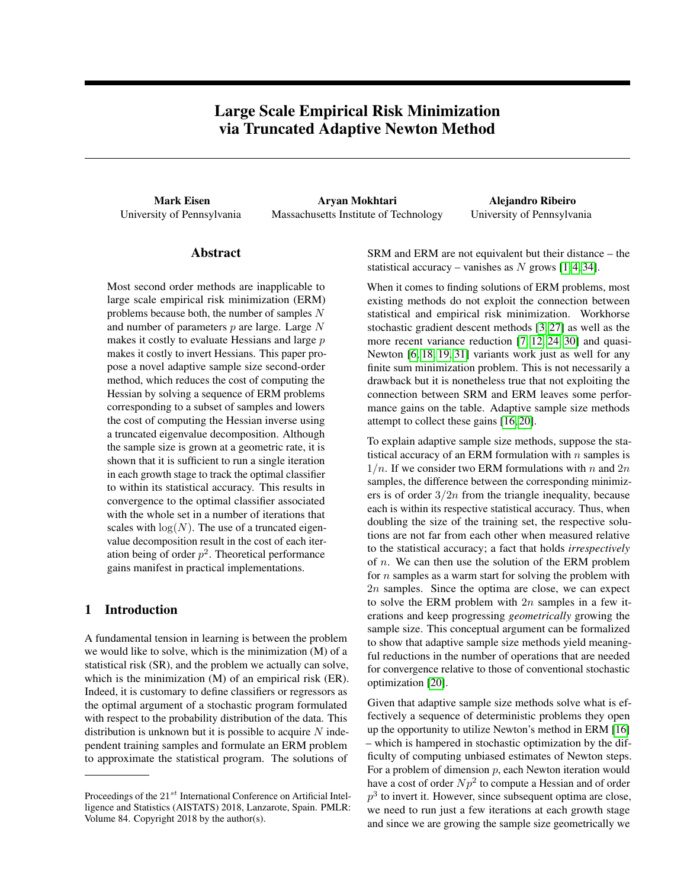# Large Scale Empirical Risk Minimization via Truncated Adaptive Newton Method

**Mark Eisen**
University of Pennsylvania

**Aryan Mokhtari**
Massachusetts Institute of Technology

**Alejandro Ribeiro**
University of Pennsylvania

## Abstract

Most second order methods are inapplicable to large scale empirical risk minimization (ERM) problems because both, the number of samples $N$ and number of parameters $p$ are large. Large $N$ makes it costly to evaluate Hessians and large $p$ makes it costly to invert Hessians. This paper propose a novel adaptive sample size second-order method, which reduces the cost of computing the Hessian by solving a sequence of ERM problems corresponding to a subset of samples and lowers the cost of computing the Hessian inverse using a truncated eigenvalue decomposition. Although the sample size is grown at a geometric rate, it is shown that it is sufficient to run a single iteration in each growth stage to track the optimal classifier to within its statistical accuracy. This results in convergence to the optimal classifier associated with the whole set in a number of iterations that scales with $\log(N)$. The use of a truncated eigenvalue decomposition result in the cost of each iteration being of order $p^2$. Theoretical performance gains manifest in practical implementations.

## 1 Introduction

A fundamental tension in learning is between the problem we would like to solve, which is the minimization (M) of a statistical risk (SR), and the problem we actually can solve, which is the minimization (M) of an empirical risk (ER). Indeed, it is customary to define classifiers or regressors as the optimal argument of a stochastic program formulated with respect to the probability distribution of the data. This distribution is unknown but it is possible to acquire $N$ independent training samples and formulate an ERM problem to approximate the statistical program. The solutions of SRM and ERM are not equivalent but their distance – the statistical accuracy – vanishes as $N$ grows [1, 4, 34].

When it comes to finding solutions of ERM problems, most existing methods do not exploit the connection between statistical and empirical risk minimization. Workhorse stochastic gradient descent methods [3, 27] as well as the more recent variance reduction [7, 12, 24, 30] and quasi-Newton [6, 18, 19, 31] variants work just as well for any finite sum minimization problem. This is not necessarily a drawback but it is nonetheless true that not exploiting the connection between SRM and ERM leaves some performance gains on the table. Adaptive sample size methods attempt to collect these gains [16, 20].

To explain adaptive sample size methods, suppose the statistical accuracy of an ERM formulation with $n$ samples is $1/n$. If we consider two ERM formulations with $n$ and $2n$ samples, the difference between the corresponding minimizers is of order $3/2n$ from the triangle inequality, because each is within its respective statistical accuracy. Thus, when doubling the size of the training set, the respective solutions are not far from each other when measured relative to the statistical accuracy; a fact that holds *irrespectively* of $n$. We can then use the solution of the ERM problem for $n$ samples as a warm start for solving the problem with $2n$ samples. Since the optima are close, we can expect to solve the ERM problem with $2n$ samples in a few iterations and keep progressing *geometrically* growing the sample size. This conceptual argument can be formalized to show that adaptive sample size methods yield meaningful reductions in the number of operations that are needed for convergence relative to those of conventional stochastic optimization [20].

Given that adaptive sample size methods solve what is effectively a sequence of deterministic problems they open up the opportunity to utilize Newton's method in ERM [16] – which is hampered in stochastic optimization by the difficulty of computing unbiased estimates of Newton steps. For a problem of dimension $p$, each Newton iteration would have a cost of order $Np^2$ to compute a Hessian and of order $p^3$ to invert it. However, since subsequent optima are close, we need to run just a few iterations at each growth stage and since we are growing the sample size geometrically we

Proceedings of the 21[st] International Conference on Artificial Intelligence and Statistics (AISTATS) 2018, Lanzarote, Spain. PMLR: Volume 84. Copyright 2018 by the author(s).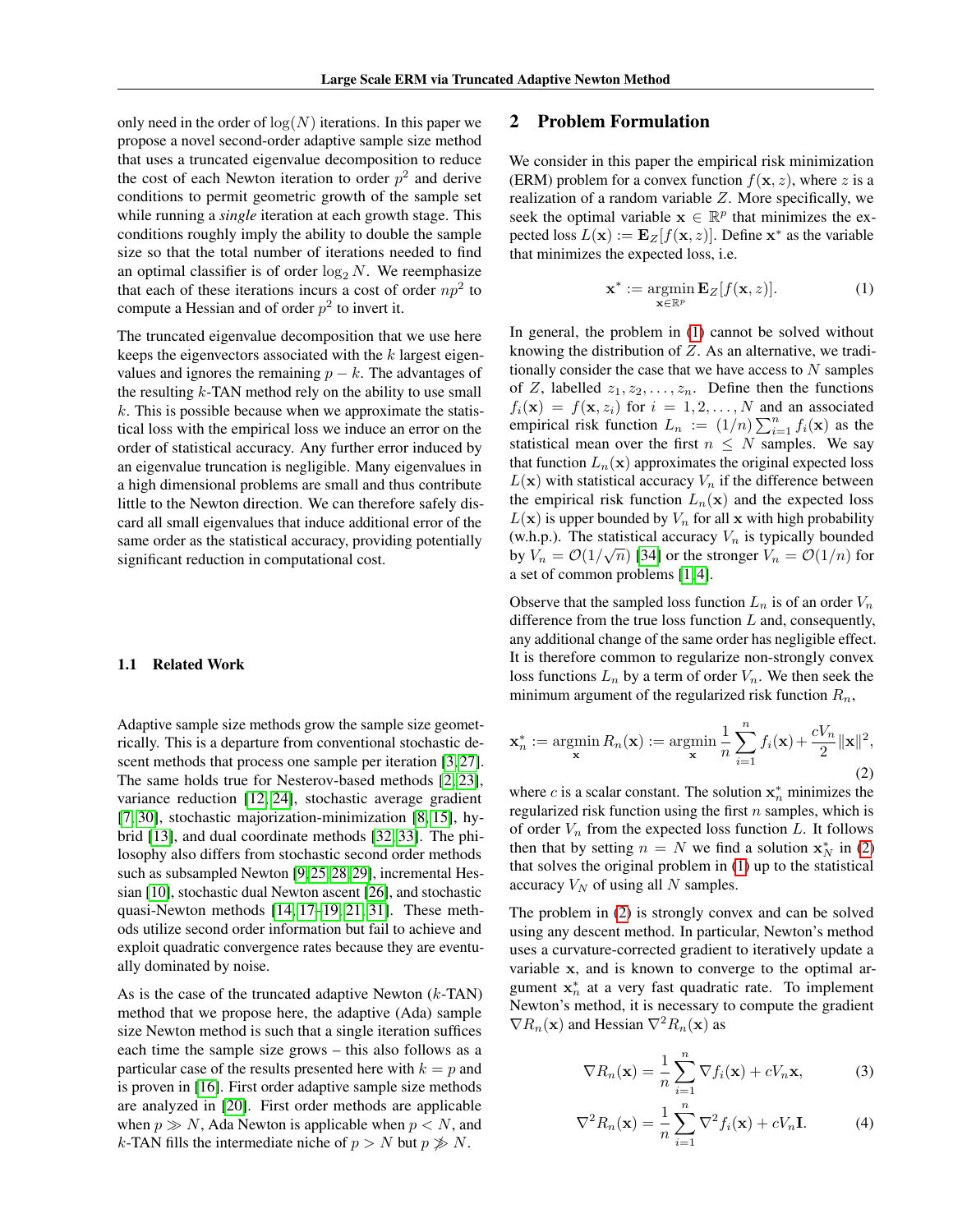only need in the order of $\log(N)$ iterations. In this paper we propose a novel second-order adaptive sample size method that uses a truncated eigenvalue decomposition to reduce the cost of each Newton iteration to order $p^2$ and derive conditions to permit geometric growth of the sample set while running a *single* iteration at each growth stage. This conditions roughly imply the ability to double the sample size so that the total number of iterations needed to find an optimal classifier is of order $\log_2 N$. We reemphasize that each of these iterations incurs a cost of order $np^2$ to compute a Hessian and of order $p^2$ to invert it.

The truncated eigenvalue decomposition that we use here keeps the eigenvectors associated with the $k$ largest eigenvalues and ignores the remaining $p-k$. The advantages of the resulting $k$-TAN method rely on the ability to use small $k$. This is possible because when we approximate the statistical loss with the empirical loss we induce an error on the order of statistical accuracy. Any further error induced by an eigenvalue truncation is negligible. Many eigenvalues in a high dimensional problems are small and thus contribute little to the Newton direction. We can therefore safely discard all small eigenvalues that induce additional error of the same order as the statistical accuracy, providing potentially significant reduction in computational cost.

### 1.1 Related Work

Adaptive sample size methods grow the sample size geometrically. This is a departure from conventional stochastic descent methods that process one sample per iteration [3, 27]. The same holds true for Nesterov-based methods [2, 23], variance reduction [12, 24], stochastic average gradient [7, 30], stochastic majorization-minimization [8, 15], hybrid [13], and dual coordinate methods [32, 33]. The philosophy also differs from stochastic second order methods such as subsampled Newton [9, 25, 28, 29], incremental Hessian [10], stochastic dual Newton ascent [26], and stochastic quasi-Newton methods [14, 17–19, 21, 31]. These methods utilize second order information but fail to achieve and exploit quadratic convergence rates because they are eventually dominated by noise.

As is the case of the truncated adaptive Newton ($k$-TAN) method that we propose here, the adaptive (Ada) sample size Newton method is such that a single iteration suffices each time the sample size grows – this also follows as a particular case of the results presented here with $k = p$ and is proven in [16]. First order adaptive sample size methods are analyzed in [20]. First order methods are applicable when $p \gg N$, Ada Newton is applicable when $p < N$, and $k$-TAN fills the intermediate niche of $p > N$ but $p \not\gg N$.

## 2 Problem Formulation

We consider in this paper the empirical risk minimization (ERM) problem for a convex function $f(\mathbf{x}, z)$, where $z$ is a realization of a random variable $Z$. More specifically, we seek the optimal variable $\mathbf{x} \in \mathbb{R}^p$ that minimizes the expected loss $L(\mathbf{x}) := \mathbf{E}_Z[f(\mathbf{x}, z)]$. Define $\mathbf{x}^*$ as the variable that minimizes the expected loss, i.e.

$$\mathbf{x}^* := \operatorname*{argmin}_{\mathbf{x} \in \mathbb{R}^p} \mathbf{E}_Z[f(\mathbf{x}, z)]. \tag{1}$$

In general, the problem in (1) cannot be solved without knowing the distribution of $Z$. As an alternative, we traditionally consider the case that we have access to $N$ samples of $Z$, labelled $z_1, z_2, \ldots, z_n$. Define then the functions $f_i(\mathbf{x}) = f(\mathbf{x}, z_i)$ for $i = 1, 2, \ldots, N$ and an associated empirical risk function $L_n := (1/n)\sum_{i=1}^n f_i(\mathbf{x})$ as the statistical mean over the first $n \leq N$ samples. We say that function $L_n(\mathbf{x})$ approximates the original expected loss $L(\mathbf{x})$ with statistical accuracy $V_n$ if the difference between the empirical risk function $L_n(\mathbf{x})$ and the expected loss $L(\mathbf{x})$ is upper bounded by $V_n$ for all $\mathbf{x}$ with high probability (w.h.p.). The statistical accuracy $V_n$ is typically bounded by $V_n = \mathcal{O}(1/\sqrt{n})$ [34] or the stronger $V_n = \mathcal{O}(1/n)$ for a set of common problems [1, 4].

Observe that the sampled loss function $L_n$ is of an order $V_n$ difference from the true loss function $L$ and, consequently, any additional change of the same order has negligible effect. It is therefore common to regularize non-strongly convex loss functions $L_n$ by a term of order $V_n$. We then seek the minimum argument of the regularized risk function $R_n$,

$$\mathbf{x}_n^* := \operatorname*{argmin}_{\mathbf{x}} R_n(\mathbf{x}) := \operatorname*{argmin}_{\mathbf{x}} \frac{1}{n}\sum_{i=1}^n f_i(\mathbf{x}) + \frac{cV_n}{2}\|\mathbf{x}\|^2, \tag{2}$$

where $c$ is a scalar constant. The solution $\mathbf{x}_n^*$ minimizes the regularized risk function using the first $n$ samples, which is of order $V_n$ from the expected loss function $L$. It follows then that by setting $n = N$ we find a solution $\mathbf{x}_N^*$ in (2) that solves the original problem in (1) up to the statistical accuracy $V_N$ of using all $N$ samples.

The problem in (2) is strongly convex and can be solved using any descent method. In particular, Newton's method uses a curvature-corrected gradient to iteratively update a variable $\mathbf{x}$, and is known to converge to the optimal argument $\mathbf{x}_n^*$ at a very fast quadratic rate. To implement Newton's method, it is necessary to compute the gradient $\nabla R_n(\mathbf{x})$ and Hessian $\nabla^2 R_n(\mathbf{x})$ as

$$\nabla R_n(\mathbf{x}) = \frac{1}{n}\sum_{i=1}^n \nabla f_i(\mathbf{x}) + cV_n\mathbf{x}, \tag{3}$$

$$\nabla^2 R_n(\mathbf{x}) = \frac{1}{n}\sum_{i=1}^n \nabla^2 f_i(\mathbf{x}) + cV_n\mathbf{I}. \tag{4}$$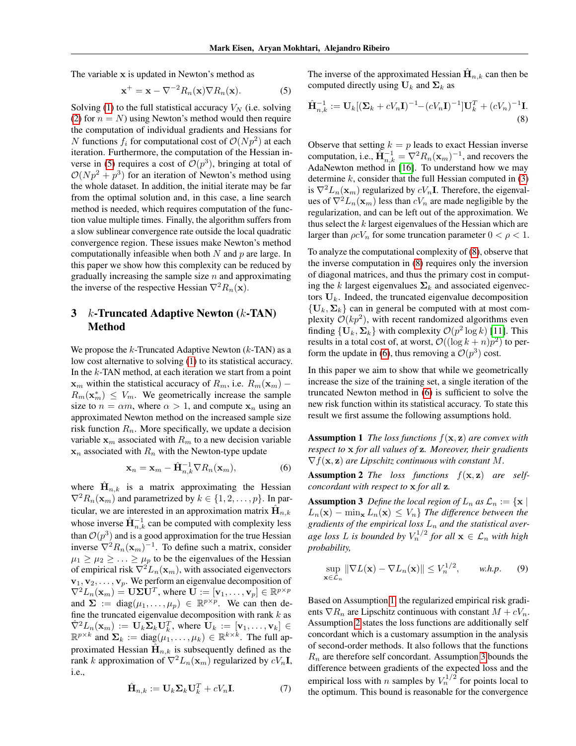The variable $\mathbf{x}$ is updated in Newton's method as

$$\mathbf{x}^{+} = \mathbf{x} - \nabla^{-2} R_n(\mathbf{x}) \nabla R_n(\mathbf{x}). \tag{5}$$

Solving (1) to the full statistical accuracy $V_N$ (i.e. solving (2) for $n = N$) using Newton's method would then require the computation of individual gradients and Hessians for $N$ functions $f_i$ for computational cost of $\mathcal{O}(Np^2)$ at each iteration. Furthermore, the computation of the Hessian inverse in (5) requires a cost of $\mathcal{O}(p^3)$, bringing at total of $\mathcal{O}(Np^2 + p^3)$ for an iteration of Newton's method using the whole dataset. In addition, the initial iterate may be far from the optimal solution and, in this case, a line search method is needed, which requires computation of the function value multiple times. Finally, the algorithm suffers from a slow sublinear convergence rate outside the local quadratic convergence region. These issues make Newton's method computationally infeasible when both $N$ and $p$ are large. In this paper we show how this complexity can be reduced by gradually increasing the sample size $n$ and approximating the inverse of the respective Hessian $\nabla^2 R_n(\mathbf{x})$.

## 3 $k$-Truncated Adaptive Newton ($k$-TAN) Method

We propose the $k$-Truncated Adaptive Newton ($k$-TAN) as a low cost alternative to solving (1) to its statistical accuracy. In the $k$-TAN method, at each iteration we start from a point $\mathbf{x}_m$ within the statistical accuracy of $R_m$, i.e. $R_m(\mathbf{x}_m) - R_m(\mathbf{x}_m^*) \leq V_m$. We geometrically increase the sample size to $n = \alpha m$, where $\alpha > 1$, and compute $\mathbf{x}_n$ using an approximated Newton method on the increased sample size risk function $R_n$. More specifically, we update a decision variable $\mathbf{x}_m$ associated with $R_m$ to a new decision variable $\mathbf{x}_n$ associated with $R_n$ with the Newton-type update

$$\mathbf{x}_n = \mathbf{x}_m - \hat{\mathbf{H}}_{n,k}^{-1} \nabla R_n(\mathbf{x}_m), \tag{6}$$

where $\hat{\mathbf{H}}_{n,k}$ is a matrix approximating the Hessian $\nabla^2 R_n(\mathbf{x}_m)$ and parametrized by $k \in \{1, 2, \ldots, p\}$. In particular, we are interested in an approximation matrix $\hat{\mathbf{H}}_{n,k}$ whose inverse $\hat{\mathbf{H}}_{n,k}^{-1}$ can be computed with complexity less than $\mathcal{O}(p^3)$ and is a good approximation for the true Hessian inverse $\nabla^2 R_n(\mathbf{x}_m)^{-1}$. To define such a matrix, consider $\mu_1 \geq \mu_2 \geq \ldots \geq \mu_p$ to be the eigenvalues of the Hessian of empirical risk $\nabla^2 L_n(\mathbf{x}_m)$, with associated eigenvectors $\mathbf{v}_1, \mathbf{v}_2, \ldots, \mathbf{v}_p$. We perform an eigenvalue decomposition of $\nabla^2 L_n(\mathbf{x}_m) = \mathbf{U}\mathbf{\Sigma}\mathbf{U}^T$, where $\mathbf{U} := [\mathbf{v}_1, \ldots, \mathbf{v}_p] \in \mathbb{R}^{p \times p}$ and $\mathbf{\Sigma} := \text{diag}(\mu_1, \ldots, \mu_p) \in \mathbb{R}^{p \times p}$. We can then define the truncated eigenvalue decomposition with rank $k$ as $\hat{\nabla}^2 L_n(\mathbf{x}_m) := \mathbf{U}_k \mathbf{\Sigma}_k \mathbf{U}_k^T$, where $\mathbf{U}_k := [\mathbf{v}_1, \ldots, \mathbf{v}_k] \in \mathbb{R}^{p \times k}$ and $\mathbf{\Sigma}_k := \text{diag}(\mu_1, \ldots, \mu_k) \in \mathbb{R}^{k \times k}$. The full approximated Hessian $\hat{\mathbf{H}}_{n,k}$ is subsequently defined as the rank $k$ approximation of $\nabla^2 L_n(\mathbf{x}_m)$ regularized by $cV_n\mathbf{I}$, i.e.,

$$\hat{\mathbf{H}}_{n,k} := \mathbf{U}_k \mathbf{\Sigma}_k \mathbf{U}_k^T + cV_n \mathbf{I}. \tag{7}$$

The inverse of the approximated Hessian $\hat{\mathbf{H}}_{n,k}$ can then be computed directly using $\mathbf{U}_k$ and $\mathbf{\Sigma}_k$ as

$$\hat{\mathbf{H}}_{n,k}^{-1} := \mathbf{U}_k [(\mathbf{\Sigma}_k + cV_n\mathbf{I})^{-1} - (cV_n\mathbf{I})^{-1}] \mathbf{U}_k^T + (cV_n)^{-1}\mathbf{I}. \tag{8}$$

Observe that setting $k = p$ leads to exact Hessian inverse computation, i.e., $\hat{\mathbf{H}}_{n,k}^{-1} = \nabla^2 R_n(\mathbf{x}_m)^{-1}$, and recovers the AdaNewton method in [16]. To understand how we may determine $k$, consider that the full Hessian computed in (3) is $\nabla^2 L_n(\mathbf{x}_m)$ regularized by $cV_n\mathbf{I}$. Therefore, the eigenvalues of $\nabla^2 L_n(\mathbf{x}_m)$ less than $cV_n$ are made negligible by the regularization, and can be left out of the approximation. We thus select the $k$ largest eigenvalues of the Hessian which are larger than $\rho c V_n$ for some truncation parameter $0 < \rho < 1$.

To analyze the computational complexity of (8), observe that the inverse computation in (8) requires only the inversion of diagonal matrices, and thus the primary cost in computing the $k$ largest eigenvalues $\mathbf{\Sigma}_k$ and associated eigenvectors $\mathbf{U}_k$. Indeed, the truncated eigenvalue decomposition $\{\mathbf{U}_k, \mathbf{\Sigma}_k\}$ can in general be computed with at most complexity $\mathcal{O}(kp^2)$, with recent randomized algorithms even finding $\{\mathbf{U}_k, \mathbf{\Sigma}_k\}$ with complexity $\mathcal{O}(p^2 \log k)$ [11]. This results in a total cost of, at worst, $\mathcal{O}((\log k + n)p^2)$ to perform the update in (6), thus removing a $\mathcal{O}(p^3)$ cost.

In this paper we aim to show that while we geometrically increase the size of the training set, a single iteration of the truncated Newton method in (6) is sufficient to solve the new risk function within its statistical accuracy. To state this result we first assume the following assumptions hold.

**Assumption 1** *The loss functions $f(\mathbf{x}, \mathbf{z})$ are convex with respect to $\mathbf{x}$ for all values of $\mathbf{z}$. Moreover, their gradients $\nabla f(\mathbf{x}, \mathbf{z})$ are Lipschitz continuous with constant $M$.*

**Assumption 2** *The loss functions $f(\mathbf{x}, \mathbf{z})$ are self-concordant with respect to $\mathbf{x}$ for all $\mathbf{z}$.*

**Assumption 3** *Define the local region of $L_n$ as $\mathcal{L}_n := \{\mathbf{x} \mid L_n(\mathbf{x}) - \min_{\mathbf{x}} L_n(\mathbf{x}) \leq V_n\}$ The difference between the gradients of the empirical loss $L_n$ and the statistical average loss $L$ is bounded by $V_n^{1/2}$ for all $\mathbf{x} \in \mathcal{L}_n$ with high probability,*

$$\sup_{\mathbf{x} \in \mathcal{L}_n} \|\nabla L(\mathbf{x}) - \nabla L_n(\mathbf{x})\| \leq V_n^{1/2}, \qquad \textit{w.h.p.} \tag{9}$$

Based on Assumption 1, the regularized empirical risk gradients $\nabla R_n$ are Lipschitz continuous with constant $M + cV_n$. Assumption 2 states the loss functions are additionally self concordant which is a customary assumption in the analysis of second-order methods. It also follows that the functions $R_n$ are therefore self concordant. Assumption 3 bounds the difference between gradients of the expected loss and the empirical loss with $n$ samples by $V_n^{1/2}$ for points local to the optimum. This bound is reasonable for the convergence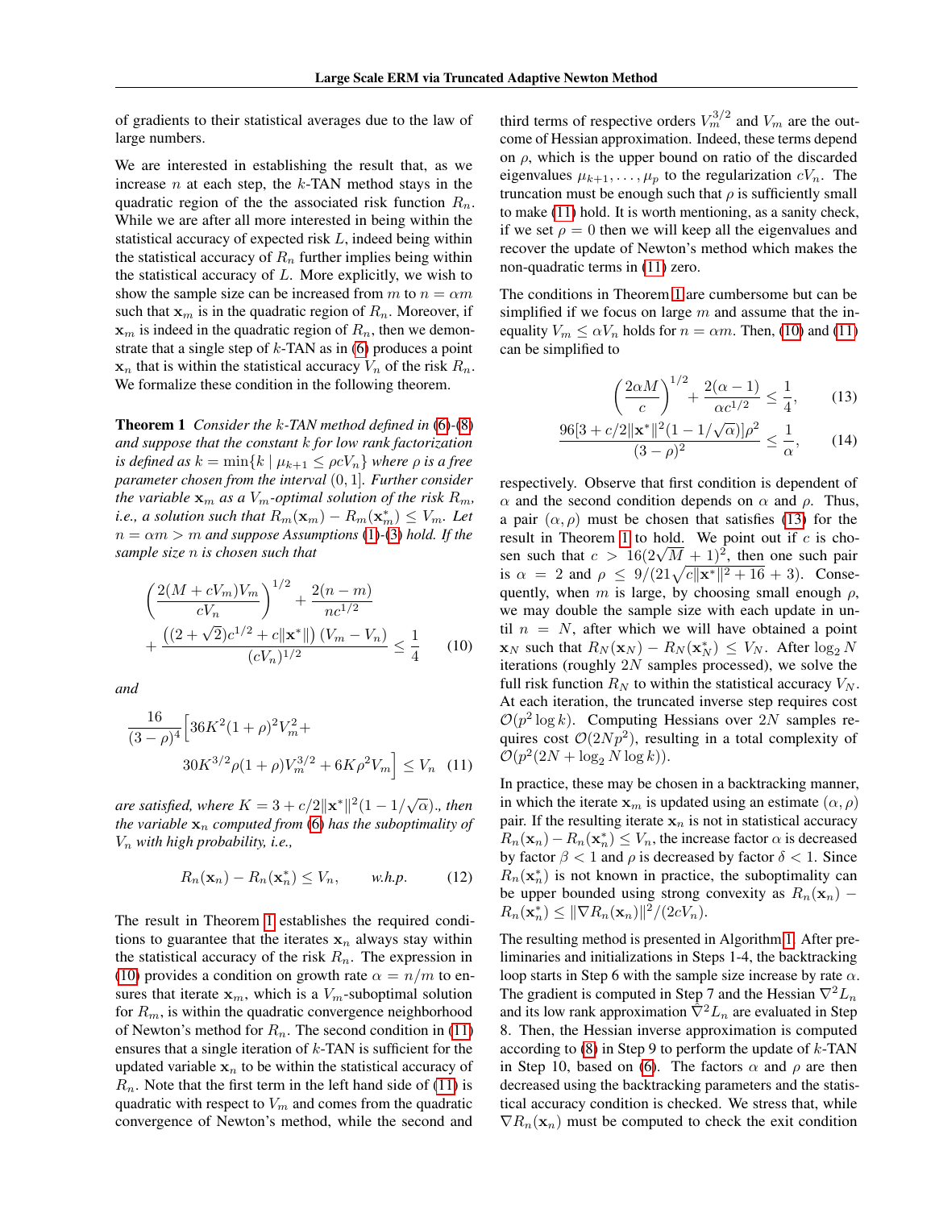of gradients to their statistical averages due to the law of large numbers.

We are interested in establishing the result that, as we increase $n$ at each step, the $k$-TAN method stays in the quadratic region of the the associated risk function $R_n$. While we are after all more interested in being within the statistical accuracy of expected risk $L$, indeed being within the statistical accuracy of $R_n$ further implies being within the statistical accuracy of $L$. More explicitly, we wish to show the sample size can be increased from $m$ to $n = \alpha m$ such that $\mathbf{x}_m$ is in the quadratic region of $R_n$. Moreover, if $\mathbf{x}_m$ is indeed in the quadratic region of $R_n$, then we demonstrate that a single step of $k$-TAN as in (6) produces a point $\mathbf{x}_n$ that is within the statistical accuracy $V_n$ of the risk $R_n$. We formalize these condition in the following theorem.

**Theorem 1** *Consider the $k$-TAN method defined in (6)-(8) and suppose that the constant $k$ for low rank factorization is defined as $k = \min\{k \mid \mu_{k+1} \leq \rho c V_n\}$ where $\rho$ is a free parameter chosen from the interval $(0, 1]$. Further consider the variable $\mathbf{x}_m$ as a $V_m$-optimal solution of the risk $R_m$, i.e., a solution such that $R_m(\mathbf{x}_m) - R_m(\mathbf{x}_m^*) \leq V_m$. Let $n = \alpha m > m$ and suppose Assumptions (1)-(3) hold. If the sample size $n$ is chosen such that*

$$\left(\frac{2(M + cV_m)V_m}{cV_n}\right)^{1/2} + \frac{2(n-m)}{nc^{1/2}} + \frac{\left((2+\sqrt{2})c^{1/2} + c\|\mathbf{x}^*\|\right)(V_m - V_n)}{(cV_n)^{1/2}} \leq \frac{1}{4} \tag{10}$$

*and*

$$\frac{16}{(3-\rho)^4}\Big[36K^2(1+\rho)^2 V_m^2 + 30K^{3/2}\rho(1+\rho)V_m^{3/2} + 6K\rho^2 V_m\Big] \leq V_n \tag{11}$$

*are satisfied, where $K = 3 + c/2\|\mathbf{x}^*\|^2(1 - 1/\sqrt{\alpha})$., then the variable $\mathbf{x}_n$ computed from (6) has the suboptimality of $V_n$ with high probability, i.e.,*

$$R_n(\mathbf{x}_n) - R_n(\mathbf{x}_n^*) \leq V_n, \qquad \textit{w.h.p.} \tag{12}$$

The result in Theorem 1 establishes the required conditions to guarantee that the iterates $\mathbf{x}_n$ always stay within the statistical accuracy of the risk $R_n$. The expression in (10) provides a condition on growth rate $\alpha = n/m$ to ensures that iterate $\mathbf{x}_m$, which is a $V_m$-suboptimal solution for $R_m$, is within the quadratic convergence neighborhood of Newton's method for $R_n$. The second condition in (11) ensures that a single iteration of $k$-TAN is sufficient for the updated variable $\mathbf{x}_n$ to be within the statistical accuracy of $R_n$. Note that the first term in the left hand side of (11) is quadratic with respect to $V_m$ and comes from the quadratic convergence of Newton's method, while the second and third terms of respective orders $V_m^{3/2}$ and $V_m$ are the outcome of Hessian approximation. Indeed, these terms depend on $\rho$, which is the upper bound on ratio of the discarded eigenvalues $\mu_{k+1}, \ldots, \mu_p$ to the regularization $cV_n$. The truncation must be enough such that $\rho$ is sufficiently small to make (11) hold. It is worth mentioning, as a sanity check, if we set $\rho = 0$ then we will keep all the eigenvalues and recover the update of Newton's method which makes the non-quadratic terms in (11) zero.

The conditions in Theorem 1 are cumbersome but can be simplified if we focus on large $m$ and assume that the inequality $V_m \leq \alpha V_n$ holds for $n = \alpha m$. Then, (10) and (11) can be simplified to

$$\left(\frac{2\alpha M}{c}\right)^{1/2} + \frac{2(\alpha - 1)}{\alpha c^{1/2}} \leq \frac{1}{4}, \tag{13}$$

$$\frac{96[3 + c/2\|\mathbf{x}^*\|^2(1 - 1/\sqrt{\alpha})]\rho^2}{(3-\rho)^2} \leq \frac{1}{\alpha}, \tag{14}$$

respectively. Observe that first condition is dependent of $\alpha$ and the second condition depends on $\alpha$ and $\rho$. Thus, a pair $(\alpha, \rho)$ must be chosen that satisfies (13) for the result in Theorem 1 to hold. We point out if $c$ is chosen such that $c > 16(2\sqrt{M} + 1)^2$, then one such pair is $\alpha = 2$ and $\rho \leq 9/(21\sqrt{c\|\mathbf{x}^*\|^2 + 16} + 3)$. Consequently, when $m$ is large, by choosing small enough $\rho$, we may double the sample size with each update in until $n = N$, after which we will have obtained a point $\mathbf{x}_N$ such that $R_N(\mathbf{x}_N) - R_N(\mathbf{x}_N^*) \leq V_N$. After $\log_2 N$ iterations (roughly $2N$ samples processed), we solve the full risk function $R_N$ to within the statistical accuracy $V_N$. At each iteration, the truncated inverse step requires cost $\mathcal{O}(p^2 \log k)$. Computing Hessians over $2N$ samples requires cost $\mathcal{O}(2Np^2)$, resulting in a total complexity of $\mathcal{O}(p^2(2N + \log_2 N \log k))$.

In practice, these may be chosen in a backtracking manner, in which the iterate $\mathbf{x}_m$ is updated using an estimate $(\alpha, \rho)$ pair. If the resulting iterate $\mathbf{x}_n$ is not in statistical accuracy $R_n(\mathbf{x}_n) - R_n(\mathbf{x}_n^*) \leq V_n$, the increase factor $\alpha$ is decreased by factor $\beta < 1$ and $\rho$ is decreased by factor $\delta < 1$. Since $R_n(\mathbf{x}_n^*)$ is not known in practice, the suboptimality can be upper bounded using strong convexity as $R_n(\mathbf{x}_n) - R_n(\mathbf{x}_n^*) \leq \|\nabla R_n(\mathbf{x}_n)\|^2/(2cV_n)$.

The resulting method is presented in Algorithm 1. After preliminaries and initializations in Steps 1-4, the backtracking loop starts in Step 6 with the sample size increase by rate $\alpha$. The gradient is computed in Step 7 and the Hessian $\nabla^2 L_n$ and its low rank approximation $\hat{\nabla}^2 L_n$ are evaluated in Step 8. Then, the Hessian inverse approximation is computed according to (8) in Step 9 to perform the update of $k$-TAN in Step 10, based on (6). The factors $\alpha$ and $\rho$ are then decreased using the backtracking parameters and the statistical accuracy condition is checked. We stress that, while $\nabla R_n(\mathbf{x}_n)$ must be computed to check the exit condition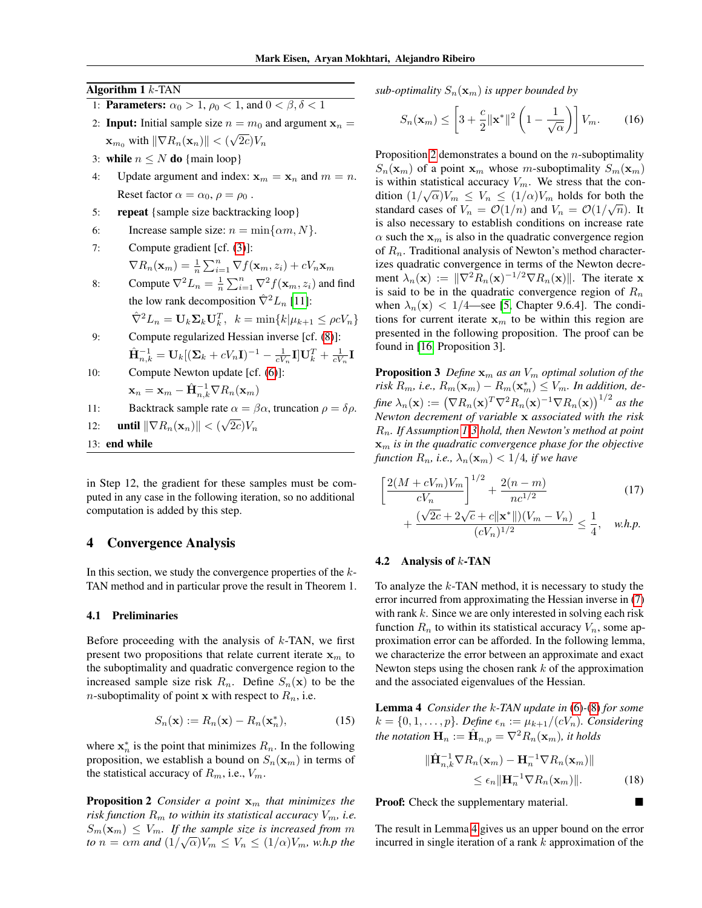**Algorithm 1** $k$-TAN

1: **Parameters:** $\alpha_0 > 1$, $\rho_0 < 1$, and $0 < \beta, \delta < 1$
2: **Input:** Initial sample size $n = m_0$ and argument $\mathbf{x}_n = \mathbf{x}_{m_0}$ with $\|\nabla R_n(\mathbf{x}_n)\| < (\sqrt{2c})V_n$
3: **while** $n \leq N$ **do** {main loop}
4: Update argument and index: $\mathbf{x}_m = \mathbf{x}_n$ and $m = n$. Reset factor $\alpha = \alpha_0$, $\rho = \rho_0$ .
5: **repeat** {sample size backtracking loop}
6: Increase sample size: $n = \min\{\alpha m, N\}$.
7: Compute gradient [cf. (3)]: $\nabla R_n(\mathbf{x}_m) = \frac{1}{n}\sum_{i=1}^{n} \nabla f(\mathbf{x}_m, z_i) + cV_n\mathbf{x}_m$
8: Compute $\nabla^2 L_n = \frac{1}{n}\sum_{i=1}^{n} \nabla^2 f(\mathbf{x}_m, z_i)$ and find the low rank decomposition $\hat{\nabla}^2 L_n$ [11]: $\hat{\nabla}^2 L_n = \mathbf{U}_k \mathbf{\Sigma}_k \mathbf{U}_k^T,\ \ k = \min\{k | \mu_{k+1} \leq \rho c V_n\}$
9: Compute regularized Hessian inverse [cf. (8)]: $\hat{\mathbf{H}}_{n,k}^{-1} = \mathbf{U}_k[(\mathbf{\Sigma}_k + cV_n\mathbf{I})^{-1} - \frac{1}{cV_n}\mathbf{I}]\mathbf{U}_k^T + \frac{1}{cV_n}\mathbf{I}$
10: Compute Newton update [cf. (6)]: $\mathbf{x}_n = \mathbf{x}_m - \hat{\mathbf{H}}_{n,k}^{-1}\nabla R_n(\mathbf{x}_m)$
11: Backtrack sample rate $\alpha = \beta\alpha$, truncation $\rho = \delta\rho$.
12: **until** $\|\nabla R_n(\mathbf{x}_n)\| < (\sqrt{2c})V_n$
13: **end while**

in Step 12, the gradient for these samples must be computed in any case in the following iteration, so no additional computation is added by this step.

## 4 Convergence Analysis

In this section, we study the convergence properties of the $k$-TAN method and in particular prove the result in Theorem 1.

### 4.1 Preliminaries

Before proceeding with the analysis of $k$-TAN, we first present two propositions that relate current iterate $\mathbf{x}_m$ to the suboptimality and quadratic convergence region to the increased sample size risk $R_n$. Define $S_n(\mathbf{x})$ to be the $n$-suboptimality of point $\mathbf{x}$ with respect to $R_n$, i.e.

$$S_n(\mathbf{x}) := R_n(\mathbf{x}) - R_n(\mathbf{x}_n^*), \tag{15}$$

where $\mathbf{x}_n^*$ is the point that minimizes $R_n$. In the following proposition, we establish a bound on $S_n(\mathbf{x}_m)$ in terms of the statistical accuracy of $R_m$, i.e., $V_m$.

**Proposition 2** *Consider a point $\mathbf{x}_m$ that minimizes the risk function $R_m$ to within its statistical accuracy $V_m$, i.e. $S_m(\mathbf{x}_m) \leq V_m$. If the sample size is increased from $m$ to $n = \alpha m$ and $(1/\sqrt{\alpha})V_m \leq V_n \leq (1/\alpha)V_m$, w.h.p the sub-optimality $S_n(\mathbf{x}_m)$ is upper bounded by*

$$S_n(\mathbf{x}_m) \leq \left[3 + \frac{c}{2}\|\mathbf{x}^*\|^2\left(1 - \frac{1}{\sqrt{\alpha}}\right)\right] V_m. \tag{16}$$

Proposition 2 demonstrates a bound on the $n$-suboptimality $S_n(\mathbf{x}_m)$ of a point $\mathbf{x}_m$ whose $m$-suboptimality $S_m(\mathbf{x}_m)$ is within statistical accuracy $V_m$. We stress that the condition $(1/\sqrt{\alpha})V_m \leq V_n \leq (1/\alpha)V_m$ holds for both the standard cases of $V_n = \mathcal{O}(1/n)$ and $V_n = \mathcal{O}(1/\sqrt{n})$. It is also necessary to establish conditions on increase rate $\alpha$ such the $\mathbf{x}_m$ is also in the quadratic convergence region of $R_n$. Traditional analysis of Newton's method characterizes quadratic convergence in terms of the Newton decrement $\lambda_n(\mathbf{x}) := \|\nabla^2 R_n(\mathbf{x})^{-1/2}\nabla R_n(\mathbf{x})\|$. The iterate $\mathbf{x}$ is said to be in the quadratic convergence region of $R_n$ when $\lambda_n(\mathbf{x}) < 1/4$—see [5, Chapter 9.6.4]. The conditions for current iterate $\mathbf{x}_m$ to be within this region are presented in the following proposition. The proof can be found in [16, Proposition 3].

**Proposition 3** *Define $\mathbf{x}_m$ as an $V_m$ optimal solution of the risk $R_m$, i.e., $R_m(\mathbf{x}_m) - R_m(\mathbf{x}_m^*) \leq V_m$. In addition, define $\lambda_n(\mathbf{x}) := \left(\nabla R_n(\mathbf{x})^T \nabla^2 R_n(\mathbf{x})^{-1}\nabla R_n(\mathbf{x})\right)^{1/2}$ as the Newton decrement of variable $\mathbf{x}$ associated with the risk $R_n$. If Assumption 1-3 hold, then Newton's method at point $\mathbf{x}_m$ is in the quadratic convergence phase for the objective function $R_n$, i.e., $\lambda_n(\mathbf{x}_m) < 1/4$, if we have*

$$\left[\frac{2(M + cV_m)V_m}{cV_n}\right]^{1/2} + \frac{2(n-m)}{nc^{1/2}} + \frac{(\sqrt{2c} + 2\sqrt{c} + c\|\mathbf{x}^*\|)(V_m - V_n)}{(cV_n)^{1/2}} \leq \frac{1}{4}, \quad \textit{w.h.p.} \tag{17}$$

### 4.2 Analysis of $k$-TAN

To analyze the $k$-TAN method, it is necessary to study the error incurred from approximating the Hessian inverse in (7) with rank $k$. Since we are only interested in solving each risk function $R_n$ to within its statistical accuracy $V_n$, some approximation error can be afforded. In the following lemma, we characterize the error between an approximate and exact Newton steps using the chosen rank $k$ of the approximation and the associated eigenvalues of the Hessian.

**Lemma 4** *Consider the $k$-TAN update in (6)-(8) for some $k = \{0, 1, \dots, p\}$. Define $\epsilon_n := \mu_{k+1}/(cV_n)$. Considering the notation $\mathbf{H}_n := \hat{\mathbf{H}}_{n,p} = \nabla^2 R_n(\mathbf{x}_m)$, it holds*

$$\|\hat{\mathbf{H}}_{n,k}^{-1}\nabla R_n(\mathbf{x}_m) - \mathbf{H}_n^{-1}\nabla R_n(\mathbf{x}_m)\| \leq \epsilon_n \|\mathbf{H}_n^{-1}\nabla R_n(\mathbf{x}_m)\|. \tag{18}$$

**Proof:** Check the supplementary material. ■

The result in Lemma 4 gives us an upper bound on the error incurred in single iteration of a rank $k$ approximation of the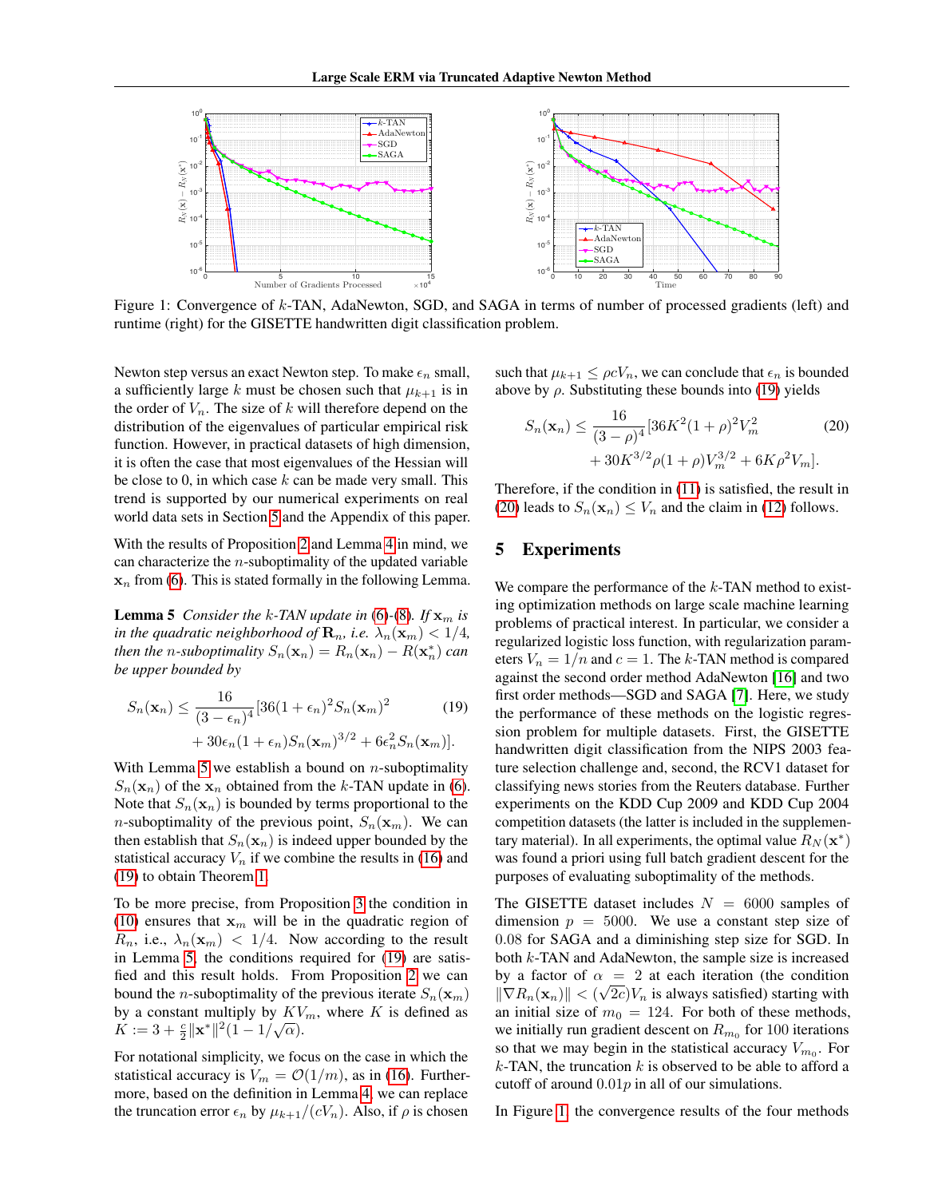Figure 1: Convergence of $k$-TAN, AdaNewton, SGD, and SAGA in terms of number of processed gradients (left) and runtime (right) for the GISETTE handwritten digit classification problem.

Newton step versus an exact Newton step. To make $\epsilon_n$ small, a sufficiently large $k$ must be chosen such that $\mu_{k+1}$ is in the order of $V_n$. The size of $k$ will therefore depend on the distribution of the eigenvalues of particular empirical risk function. However, in practical datasets of high dimension, it is often the case that most eigenvalues of the Hessian will be close to 0, in which case $k$ can be made very small. This trend is supported by our numerical experiments on real world data sets in Section 5 and the Appendix of this paper.

With the results of Proposition 2 and Lemma 4 in mind, we can characterize the $n$-suboptimality of the updated variable $\mathbf{x}_n$ from (6). This is stated formally in the following Lemma.

**Lemma 5** *Consider the $k$-TAN update in (6)-(8). If $\mathbf{x}_m$ is in the quadratic neighborhood of $\mathbf{R}_n$, i.e. $\lambda_n(\mathbf{x}_m) < 1/4$, then the $n$-suboptimality $S_n(\mathbf{x}_n) = R_n(\mathbf{x}_n) - R(\mathbf{x}_n^*)$ can be upper bounded by*

$$S_n(\mathbf{x}_n) \leq \frac{16}{(3-\epsilon_n)^4}[36(1+\epsilon_n)^2 S_n(\mathbf{x}_m)^2 + 30\epsilon_n(1+\epsilon_n)S_n(\mathbf{x}_m)^{3/2} + 6\epsilon_n^2 S_n(\mathbf{x}_m)]. \tag{19}$$

With Lemma 5 we establish a bound on $n$-suboptimality $S_n(\mathbf{x}_n)$ of the $\mathbf{x}_n$ obtained from the $k$-TAN update in (6). Note that $S_n(\mathbf{x}_n)$ is bounded by terms proportional to the $n$-suboptimality of the previous point, $S_n(\mathbf{x}_m)$. We can then establish that $S_n(\mathbf{x}_n)$ is indeed upper bounded by the statistical accuracy $V_n$ if we combine the results in (16) and (19) to obtain Theorem 1.

To be more precise, from Proposition 3 the condition in (10) ensures that $\mathbf{x}_m$ will be in the quadratic region of $R_n$, i.e., $\lambda_n(\mathbf{x}_m) < 1/4$. Now according to the result in Lemma 5, the conditions required for (19) are satisfied and this result holds. From Proposition 2 we can bound the $n$-suboptimality of the previous iterate $S_n(\mathbf{x}_m)$ by a constant multiply by $KV_m$, where $K$ is defined as $K := 3 + \frac{c}{2}\|\mathbf{x}^*\|^2(1 - 1/\sqrt{\alpha})$.

For notational simplicity, we focus on the case in which the statistical accuracy is $V_m = \mathcal{O}(1/m)$, as in (16). Furthermore, based on the definition in Lemma 4, we can replace the truncation error $\epsilon_n$ by $\mu_{k+1}/(cV_n)$. Also, if $\rho$ is chosen such that $\mu_{k+1} \leq \rho c V_n$, we can conclude that $\epsilon_n$ is bounded above by $\rho$. Substituting these bounds into (19) yields

$$S_n(\mathbf{x}_n) \leq \frac{16}{(3-\rho)^4}[36K^2(1+\rho)^2 V_m^2 + 30K^{3/2}\rho(1+\rho)V_m^{3/2} + 6K\rho^2 V_m]. \tag{20}$$

Therefore, if the condition in (11) is satisfied, the result in (20) leads to $S_n(\mathbf{x}_n) \leq V_n$ and the claim in (12) follows.

## 5 Experiments

We compare the performance of the $k$-TAN method to existing optimization methods on large scale machine learning problems of practical interest. In particular, we consider a regularized logistic loss function, with regularization parameters $V_n = 1/n$ and $c = 1$. The $k$-TAN method is compared against the second order method AdaNewton [16] and two first order methods—SGD and SAGA [7]. Here, we study the performance of these methods on the logistic regression problem for multiple datasets. First, the GISETTE handwritten digit classification from the NIPS 2003 feature selection challenge and, second, the RCV1 dataset for classifying news stories from the Reuters database. Further experiments on the KDD Cup 2009 and KDD Cup 2004 competition datasets (the latter is included in the supplementary material). In all experiments, the optimal value $R_N(\mathbf{x}^*)$ was found a priori using full batch gradient descent for the purposes of evaluating suboptimality of the methods.

The GISETTE dataset includes $N = 6000$ samples of dimension $p = 5000$. We use a constant step size of 0.08 for SAGA and a diminishing step size for SGD. In both $k$-TAN and AdaNewton, the sample size is increased by a factor of $\alpha = 2$ at each iteration (the condition $\|\nabla R_n(\mathbf{x}_n)\| < (\sqrt{2c})V_n$ is always satisfied) starting with an initial size of $m_0 = 124$. For both of these methods, we initially run gradient descent on $R_{m_0}$ for 100 iterations so that we may begin in the statistical accuracy $V_{m_0}$. For $k$-TAN, the truncation $k$ is observed to be able to afford a cutoff of around $0.01p$ in all of our simulations.

In Figure 1, the convergence results of the four methods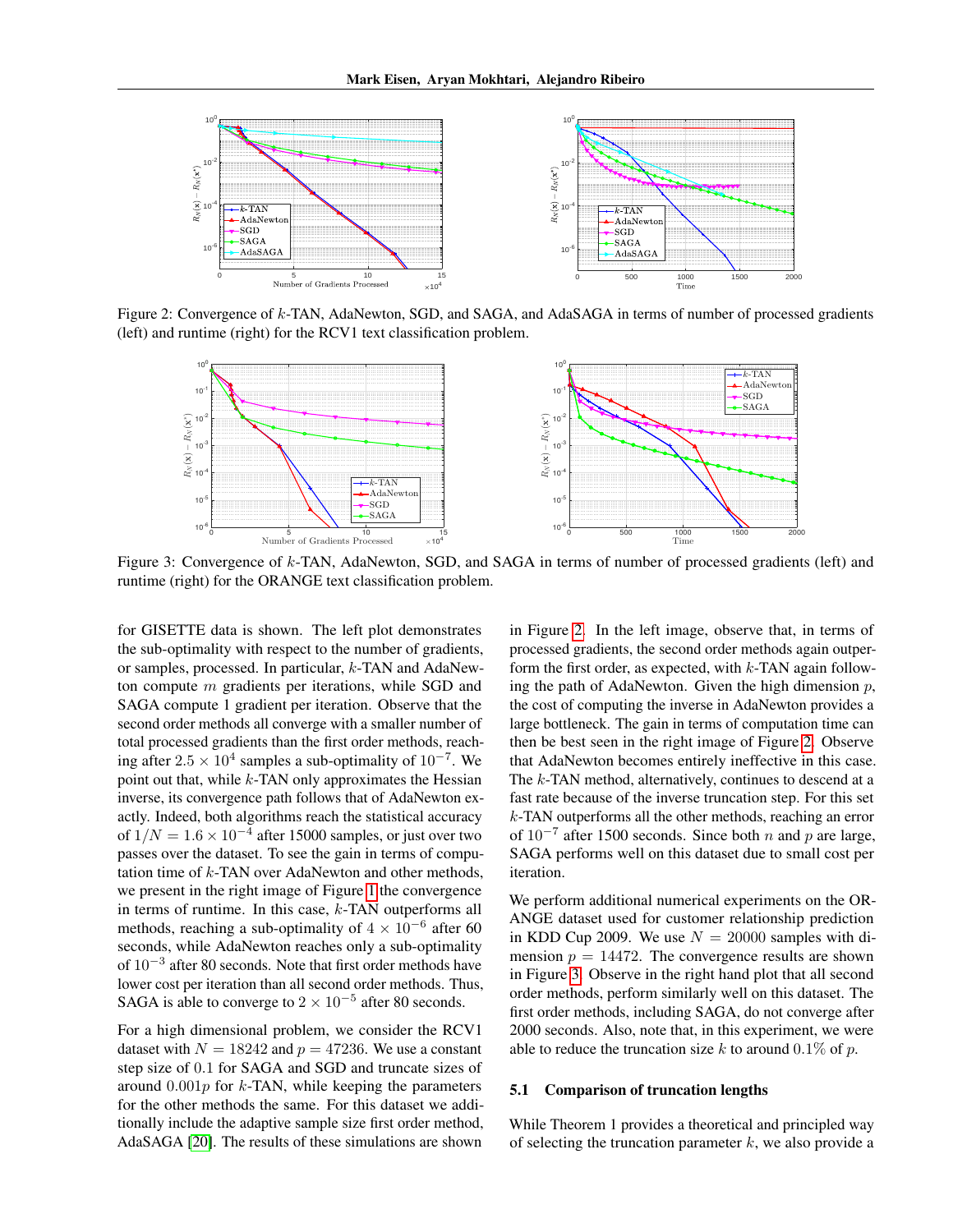Figure 2: Convergence of $k$-TAN, AdaNewton, SGD, and SAGA, and AdaSAGA in terms of number of processed gradients (left) and runtime (right) for the RCV1 text classification problem.

Figure 3: Convergence of $k$-TAN, AdaNewton, SGD, and SAGA in terms of number of processed gradients (left) and runtime (right) for the ORANGE text classification problem.

for GISETTE data is shown. The left plot demonstrates the sub-optimality with respect to the number of gradients, or samples, processed. In particular, $k$-TAN and AdaNewton compute $m$ gradients per iterations, while SGD and SAGA compute 1 gradient per iteration. Observe that the second order methods all converge with a smaller number of total processed gradients than the first order methods, reaching after $2.5 \times 10^4$ samples a sub-optimality of $10^{-7}$. We point out that, while $k$-TAN only approximates the Hessian inverse, its convergence path follows that of AdaNewton exactly. Indeed, both algorithms reach the statistical accuracy of $1/N = 1.6 \times 10^{-4}$ after 15000 samples, or just over two passes over the dataset. To see the gain in terms of computation time of $k$-TAN over AdaNewton and other methods, we present in the right image of Figure 1 the convergence in terms of runtime. In this case, $k$-TAN outperforms all methods, reaching a sub-optimality of $4 \times 10^{-6}$ after 60 seconds, while AdaNewton reaches only a sub-optimality of $10^{-3}$ after 80 seconds. Note that first order methods have lower cost per iteration than all second order methods. Thus, SAGA is able to converge to $2 \times 10^{-5}$ after 80 seconds.

For a high dimensional problem, we consider the RCV1 dataset with $N = 18242$ and $p = 47236$. We use a constant step size of 0.1 for SAGA and SGD and truncate sizes of around $0.001p$ for $k$-TAN, while keeping the parameters for the other methods the same. For this dataset we additionally include the adaptive sample size first order method, AdaSAGA [20]. The results of these simulations are shown in Figure 2. In the left image, observe that, in terms of processed gradients, the second order methods again outperform the first order, as expected, with $k$-TAN again following the path of AdaNewton. Given the high dimension $p$, the cost of computing the inverse in AdaNewton provides a large bottleneck. The gain in terms of computation time can then be best seen in the right image of Figure 2. Observe that AdaNewton becomes entirely ineffective in this case. The $k$-TAN method, alternatively, continues to descend at a fast rate because of the inverse truncation step. For this set $k$-TAN outperforms all the other methods, reaching an error of $10^{-7}$ after 1500 seconds. Since both $n$ and $p$ are large, SAGA performs well on this dataset due to small cost per iteration.

We perform additional numerical experiments on the ORANGE dataset used for customer relationship prediction in KDD Cup 2009. We use $N = 20000$ samples with dimension $p = 14472$. The convergence results are shown in Figure 3. Observe in the right hand plot that all second order methods, perform similarly well on this dataset. The first order methods, including SAGA, do not converge after 2000 seconds. Also, note that, in this experiment, we were able to reduce the truncation size $k$ to around $0.1\%$ of $p$.

### 5.1 Comparison of truncation lengths

While Theorem 1 provides a theoretical and principled way of selecting the truncation parameter $k$, we also provide a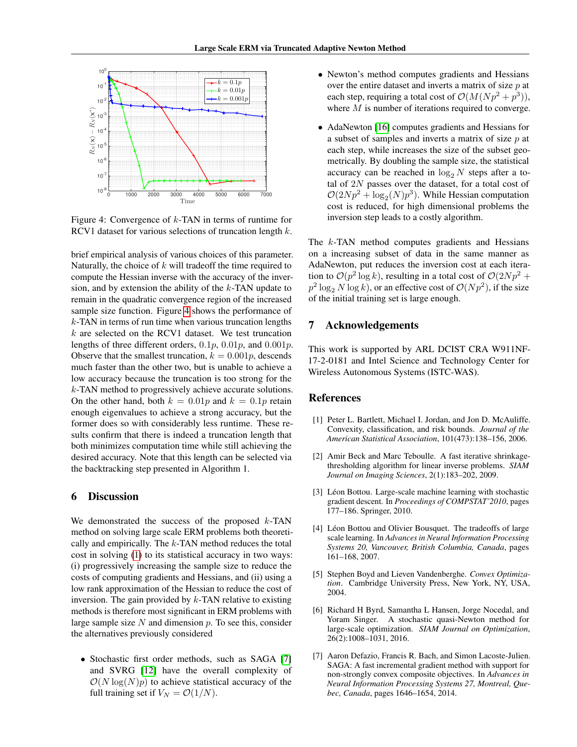Figure 4: Convergence of $k$-TAN in terms of runtime for RCV1 dataset for various selections of truncation length $k$.

brief empirical analysis of various choices of this parameter. Naturally, the choice of $k$ will tradeoff the time required to compute the Hessian inverse with the accuracy of the inversion, and by extension the ability of the $k$-TAN update to remain in the quadratic convergence region of the increased sample size function. Figure 4 shows the performance of $k$-TAN in terms of run time when various truncation lengths $k$ are selected on the RCV1 dataset. We test truncation lengths of three different orders, $0.1p$, $0.01p$, and $0.001p$. Observe that the smallest truncation, $k = 0.001p$, descends much faster than the other two, but is unable to achieve a low accuracy because the truncation is too strong for the $k$-TAN method to progressively achieve accurate solutions. On the other hand, both $k = 0.01p$ and $k = 0.1p$ retain enough eigenvalues to achieve a strong accuracy, but the former does so with considerably less runtime. These results confirm that there is indeed a truncation length that both minimizes computation time while still achieving the desired accuracy. Note that this length can be selected via the backtracking step presented in Algorithm 1.

## 6 Discussion

We demonstrated the success of the proposed $k$-TAN method on solving large scale ERM problems both theoretically and empirically. The $k$-TAN method reduces the total cost in solving (1) to its statistical accuracy in two ways: (i) progressively increasing the sample size to reduce the costs of computing gradients and Hessians, and (ii) using a low rank approximation of the Hessian to reduce the cost of inversion. The gain provided by $k$-TAN relative to existing methods is therefore most significant in ERM problems with large sample size $N$ and dimension $p$. To see this, consider the alternatives previously considered

- Stochastic first order methods, such as SAGA [7] and SVRG [12] have the overall complexity of $\mathcal{O}(N \log(N)p)$ to achieve statistical accuracy of the full training set if $V_N = \mathcal{O}(1/N)$.
- Newton's method computes gradients and Hessians over the entire dataset and inverts a matrix of size $p$ at each step, requiring a total cost of $\mathcal{O}(M(Np^2 + p^3))$, where $M$ is number of iterations required to converge.
- AdaNewton [16] computes gradients and Hessians for a subset of samples and inverts a matrix of size $p$ at each step, while increases the size of the subset geometrically. By doubling the sample size, the statistical accuracy can be reached in $\log_2 N$ steps after a total of $2N$ passes over the dataset, for a total cost of $\mathcal{O}(2Np^2 + \log_2(N)p^3)$. While Hessian computation cost is reduced, for high dimensional problems the inversion step leads to a costly algorithm.

The $k$-TAN method computes gradients and Hessians on a increasing subset of data in the same manner as AdaNewton, put reduces the inversion cost at each iteration to $\mathcal{O}(p^2 \log k)$, resulting in a total cost of $\mathcal{O}(2Np^2 + p^2 \log_2 N \log k)$, or an effective cost of $\mathcal{O}(Np^2)$, if the size of the initial training set is large enough.

## 7 Acknowledgements

This work is supported by ARL DCIST CRA W911NF-17-2-0181 and Intel Science and Technology Center for Wireless Autonomous Systems (ISTC-WAS).

## References

[1] Peter L. Bartlett, Michael I. Jordan, and Jon D. McAuliffe. Convexity, classification, and risk bounds. *Journal of the American Statistical Association*, 101(473):138–156, 2006.

[2] Amir Beck and Marc Teboulle. A fast iterative shrinkage-thresholding algorithm for linear inverse problems. *SIAM Journal on Imaging Sciences*, 2(1):183–202, 2009.

[3] Léon Bottou. Large-scale machine learning with stochastic gradient descent. In *Proceedings of COMPSTAT'2010*, pages 177–186. Springer, 2010.

[4] Léon Bottou and Olivier Bousquet. The tradeoffs of large scale learning. In *Advances in Neural Information Processing Systems 20, Vancouver, British Columbia, Canada*, pages 161–168, 2007.

[5] Stephen Boyd and Lieven Vandenberghe. *Convex Optimization*. Cambridge University Press, New York, NY, USA, 2004.

[6] Richard H Byrd, Samantha L Hansen, Jorge Nocedal, and Yoram Singer. A stochastic quasi-Newton method for large-scale optimization. *SIAM Journal on Optimization*, 26(2):1008–1031, 2016.

[7] Aaron Defazio, Francis R. Bach, and Simon Lacoste-Julien. SAGA: A fast incremental gradient method with support for non-strongly convex composite objectives. In *Advances in Neural Information Processing Systems 27, Montreal, Quebec, Canada*, pages 1646–1654, 2014.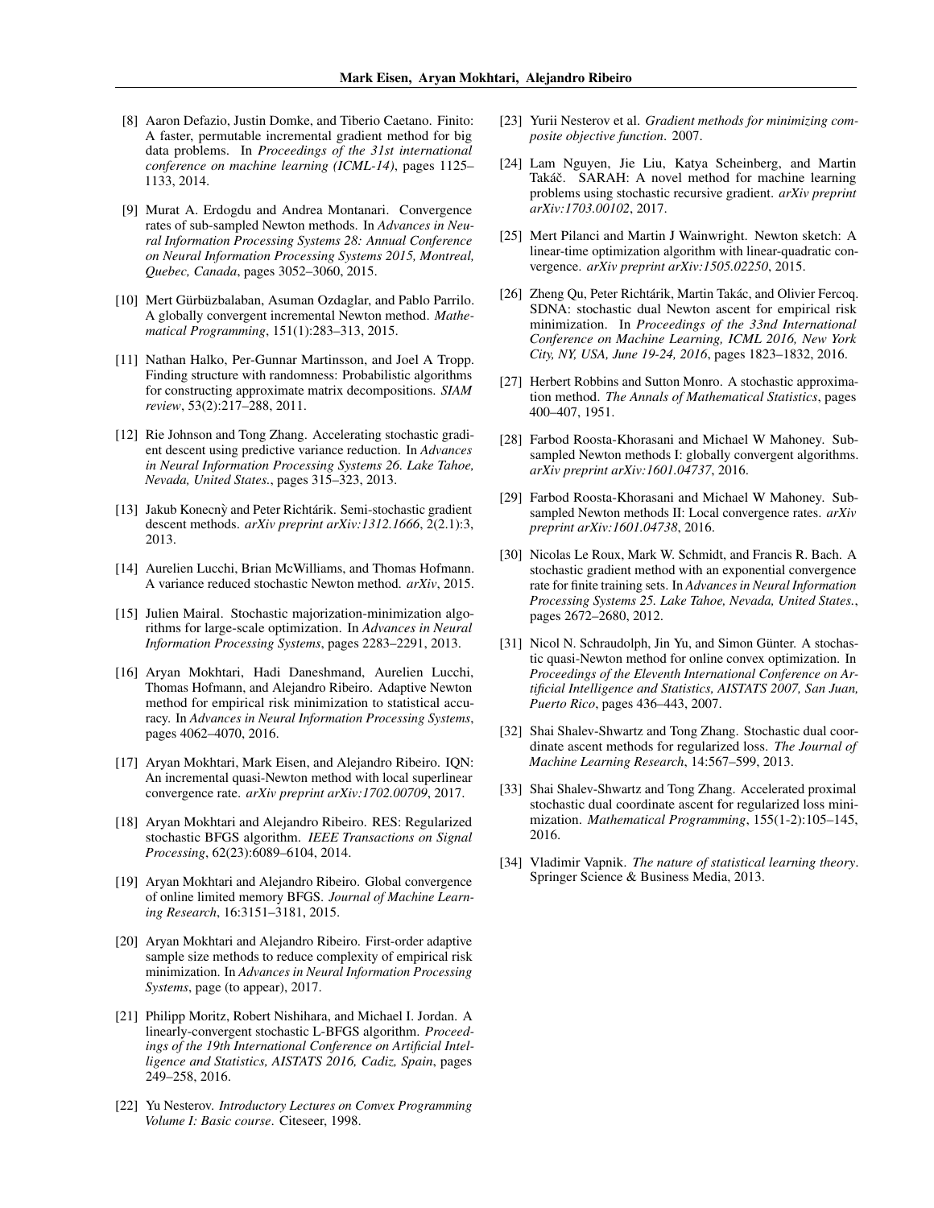[8] Aaron Defazio, Justin Domke, and Tiberio Caetano. Finito: A faster, permutable incremental gradient method for big data problems. In *Proceedings of the 31st international conference on machine learning (ICML-14)*, pages 1125–1133, 2014.

[9] Murat A. Erdogdu and Andrea Montanari. Convergence rates of sub-sampled Newton methods. In *Advances in Neural Information Processing Systems 28: Annual Conference on Neural Information Processing Systems 2015, Montreal, Quebec, Canada*, pages 3052–3060, 2015.

[10] Mert Gürbüzbalaban, Asuman Ozdaglar, and Pablo Parrilo. A globally convergent incremental Newton method. *Mathematical Programming*, 151(1):283–313, 2015.

[11] Nathan Halko, Per-Gunnar Martinsson, and Joel A Tropp. Finding structure with randomness: Probabilistic algorithms for constructing approximate matrix decompositions. *SIAM review*, 53(2):217–288, 2011.

[12] Rie Johnson and Tong Zhang. Accelerating stochastic gradient descent using predictive variance reduction. In *Advances in Neural Information Processing Systems 26. Lake Tahoe, Nevada, United States.*, pages 315–323, 2013.

[13] Jakub Konecnỳ and Peter Richtárik. Semi-stochastic gradient descent methods. *arXiv preprint arXiv:1312.1666*, 2(2.1):3, 2013.

[14] Aurelien Lucchi, Brian McWilliams, and Thomas Hofmann. A variance reduced stochastic Newton method. *arXiv*, 2015.

[15] Julien Mairal. Stochastic majorization-minimization algorithms for large-scale optimization. In *Advances in Neural Information Processing Systems*, pages 2283–2291, 2013.

[16] Aryan Mokhtari, Hadi Daneshmand, Aurelien Lucchi, Thomas Hofmann, and Alejandro Ribeiro. Adaptive Newton method for empirical risk minimization to statistical accuracy. In *Advances in Neural Information Processing Systems*, pages 4062–4070, 2016.

[17] Aryan Mokhtari, Mark Eisen, and Alejandro Ribeiro. IQN: An incremental quasi-Newton method with local superlinear convergence rate. *arXiv preprint arXiv:1702.00709*, 2017.

[18] Aryan Mokhtari and Alejandro Ribeiro. RES: Regularized stochastic BFGS algorithm. *IEEE Transactions on Signal Processing*, 62(23):6089–6104, 2014.

[19] Aryan Mokhtari and Alejandro Ribeiro. Global convergence of online limited memory BFGS. *Journal of Machine Learning Research*, 16:3151–3181, 2015.

[20] Aryan Mokhtari and Alejandro Ribeiro. First-order adaptive sample size methods to reduce complexity of empirical risk minimization. In *Advances in Neural Information Processing Systems*, page (to appear), 2017.

[21] Philipp Moritz, Robert Nishihara, and Michael I. Jordan. A linearly-convergent stochastic L-BFGS algorithm. *Proceedings of the 19th International Conference on Artificial Intelligence and Statistics, AISTATS 2016, Cadiz, Spain*, pages 249–258, 2016.

[22] Yu Nesterov. *Introductory Lectures on Convex Programming Volume I: Basic course*. Citeseer, 1998.

[23] Yurii Nesterov et al. *Gradient methods for minimizing composite objective function*. 2007.

[24] Lam Nguyen, Jie Liu, Katya Scheinberg, and Martin Takáč. SARAH: A novel method for machine learning problems using stochastic recursive gradient. *arXiv preprint arXiv:1703.00102*, 2017.

[25] Mert Pilanci and Martin J Wainwright. Newton sketch: A linear-time optimization algorithm with linear-quadratic convergence. *arXiv preprint arXiv:1505.02250*, 2015.

[26] Zheng Qu, Peter Richtárik, Martin Takác, and Olivier Fercoq. SDNA: stochastic dual Newton ascent for empirical risk minimization. In *Proceedings of the 33nd International Conference on Machine Learning, ICML 2016, New York City, NY, USA, June 19-24, 2016*, pages 1823–1832, 2016.

[27] Herbert Robbins and Sutton Monro. A stochastic approximation method. *The Annals of Mathematical Statistics*, pages 400–407, 1951.

[28] Farbod Roosta-Khorasani and Michael W Mahoney. Subsampled Newton methods I: globally convergent algorithms. *arXiv preprint arXiv:1601.04737*, 2016.

[29] Farbod Roosta-Khorasani and Michael W Mahoney. Subsampled Newton methods II: Local convergence rates. *arXiv preprint arXiv:1601.04738*, 2016.

[30] Nicolas Le Roux, Mark W. Schmidt, and Francis R. Bach. A stochastic gradient method with an exponential convergence rate for finite training sets. In *Advances in Neural Information Processing Systems 25. Lake Tahoe, Nevada, United States.*, pages 2672–2680, 2012.

[31] Nicol N. Schraudolph, Jin Yu, and Simon Günter. A stochastic quasi-Newton method for online convex optimization. In *Proceedings of the Eleventh International Conference on Artificial Intelligence and Statistics, AISTATS 2007, San Juan, Puerto Rico*, pages 436–443, 2007.

[32] Shai Shalev-Shwartz and Tong Zhang. Stochastic dual coordinate ascent methods for regularized loss. *The Journal of Machine Learning Research*, 14:567–599, 2013.

[33] Shai Shalev-Shwartz and Tong Zhang. Accelerated proximal stochastic dual coordinate ascent for regularized loss minimization. *Mathematical Programming*, 155(1-2):105–145, 2016.

[34] Vladimir Vapnik. *The nature of statistical learning theory*. Springer Science & Business Media, 2013.